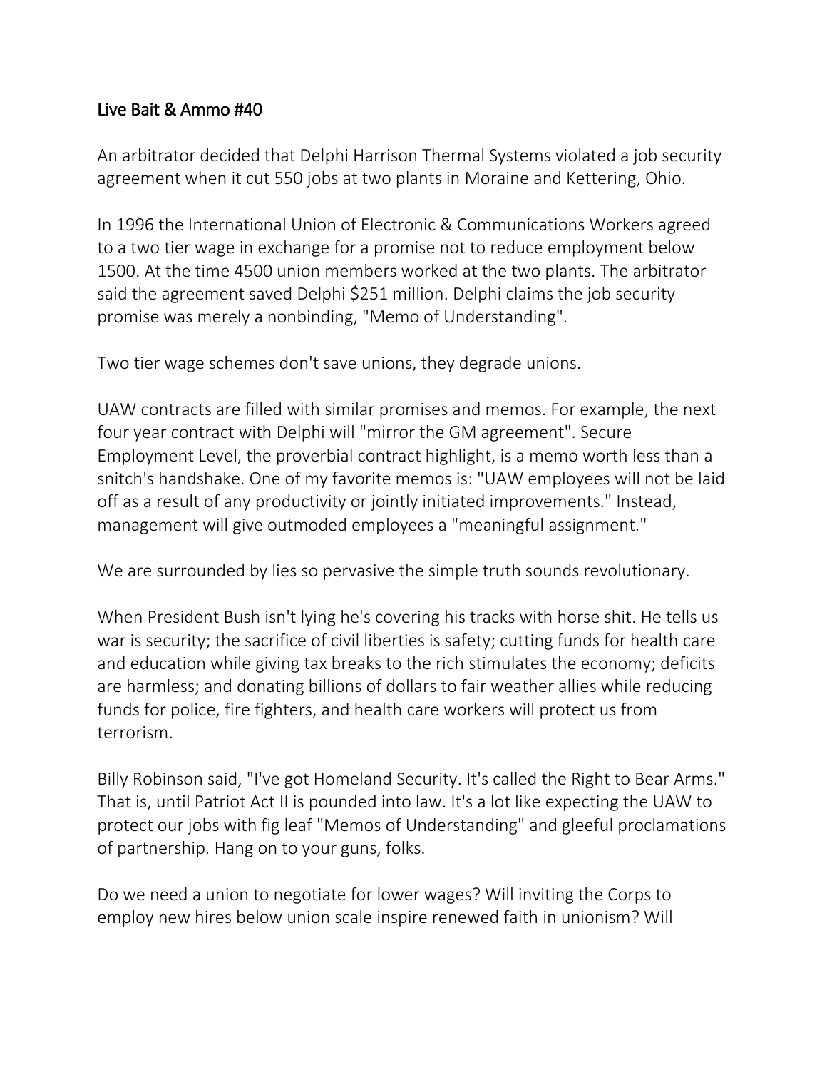# Live Bait & Ammo #40

An arbitrator decided that Delphi Harrison Thermal Systems violated a job security agreement when it cut 550 jobs at two plants in Moraine and Kettering, Ohio.

In 1996 the International Union of Electronic & Communications Workers agreed to a two tier wage in exchange for a promise not to reduce employment below 1500. At the time 4500 union members worked at the two plants. The arbitrator said the agreement saved Delphi $251 million. Delphi claims the job security promise was merely a nonbinding, "Memo of Understanding".

Two tier wage schemes don't save unions, they degrade unions.

UAW contracts are filled with similar promises and memos. For example, the next four year contract with Delphi will "mirror the GM agreement". Secure Employment Level, the proverbial contract highlight, is a memo worth less than a snitch's handshake. One of my favorite memos is: "UAW employees will not be laid off as a result of any productivity or jointly initiated improvements." Instead, management will give outmoded employees a "meaningful assignment."

We are surrounded by lies so pervasive the simple truth sounds revolutionary.

When President Bush isn't lying he's covering his tracks with horse shit. He tells us war is security; the sacrifice of civil liberties is safety; cutting funds for health care and education while giving tax breaks to the rich stimulates the economy; deficits are harmless; and donating billions of dollars to fair weather allies while reducing funds for police, fire fighters, and health care workers will protect us from terrorism.

Billy Robinson said, "I've got Homeland Security. It's called the Right to Bear Arms." That is, until Patriot Act II is pounded into law. It's a lot like expecting the UAW to protect our jobs with fig leaf "Memos of Understanding" and gleeful proclamations of partnership. Hang on to your guns, folks.

Do we need a union to negotiate for lower wages? Will inviting the Corps to employ new hires below union scale inspire renewed faith in unionism? Will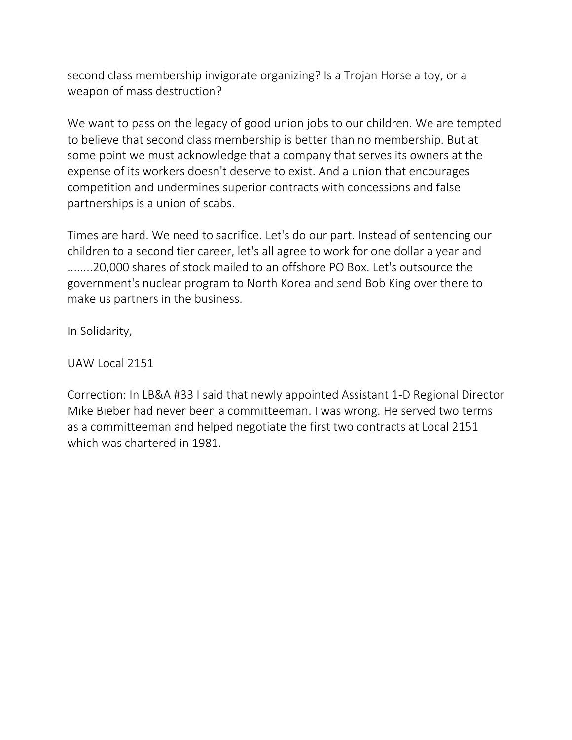second class membership invigorate organizing? Is a Trojan Horse a toy, or a weapon of mass destruction?

We want to pass on the legacy of good union jobs to our children. We are tempted to believe that second class membership is better than no membership. But at some point we must acknowledge that a company that serves its owners at the expense of its workers doesn't deserve to exist. And a union that encourages competition and undermines superior contracts with concessions and false partnerships is a union of scabs.

Times are hard. We need to sacrifice. Let's do our part. Instead of sentencing our children to a second tier career, let's all agree to work for one dollar a year and ........20,000 shares of stock mailed to an offshore PO Box. Let's outsource the government's nuclear program to North Korea and send Bob King over there to make us partners in the business.

In Solidarity,

UAW Local 2151

Correction: In LB&A #33 I said that newly appointed Assistant 1-D Regional Director Mike Bieber had never been a committeeman. I was wrong. He served two terms as a committeeman and helped negotiate the first two contracts at Local 2151 which was chartered in 1981.